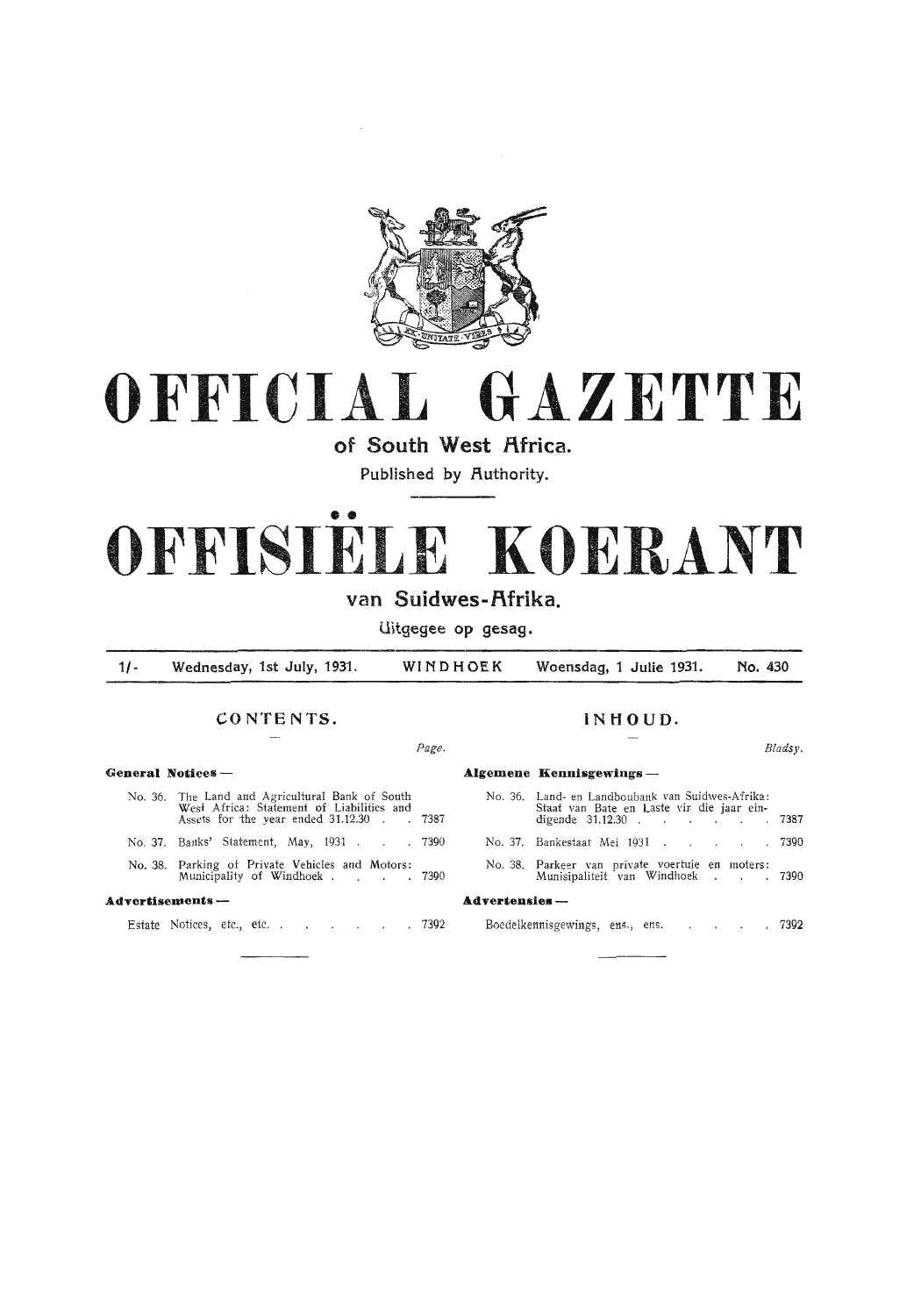# OFFICIAL GAZETTE

## of South West Africa.

Published by Authority.

# OFFISIËLE KOERANT

## van Suidwes-Afrika.

Uitgegee op gesag.

| 1/- | Wednesday, 1st July, 1931. | WINDHOEK | Woensdag, 1 Julie 1931. | No. 430 |
|---|---|---|---|---|

### CONTENTS.

| | *Page.* |
|---|---|
| **General Notices —** | |
| No. 36. The Land and Agricultural Bank of South West Africa: Statement of Liabilities and Assets for the year ended 31.12.30 | 7387 |
| No. 37. Banks' Statement, May, 1931 | 7390 |
| No. 38. Parking of Private Vehicles and Motors: Municipality of Windhoek | 7390 |
| **Advertisements —** | |
| Estate Notices, etc., etc. | 7392 |

### INHOUD.

| | *Bladsy.* |
|---|---|
| **Algemene Kennisgewings —** | |
| No. 36. Land- en Landboubank van Suidwes-Afrika: Staat van Bate en Laste vir die jaar eindigende 31.12.30 | 7387 |
| No. 37. Bankestaat Mei 1931 | 7390 |
| No. 38. Parkeer van private voertuie en moters: Munisipaliteit van Windhoek | 7390 |
| **Advertensies —** | |
| Boedelkennisgewings, ens., ens. | 7392 |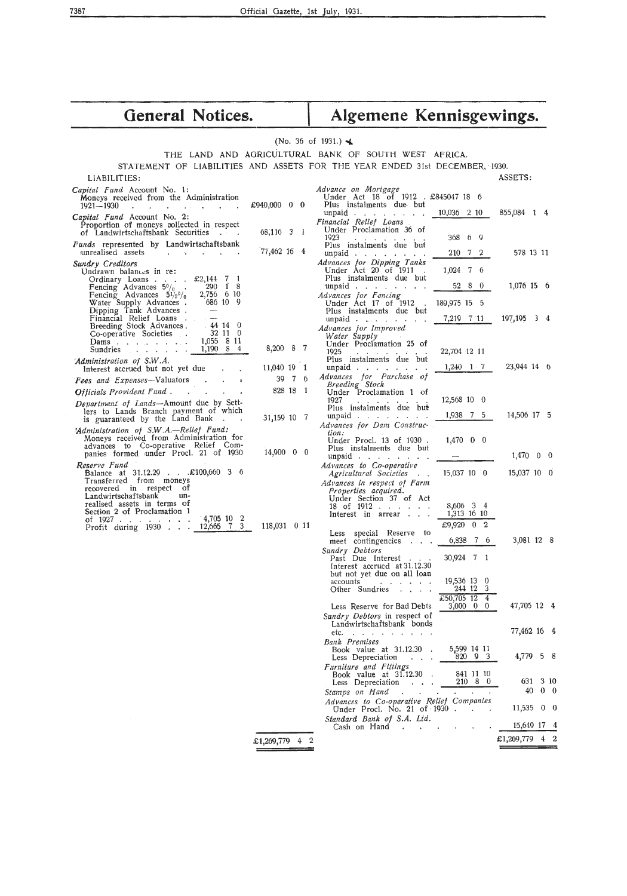# General Notices. | Algemene Kennisgewings.

(No. 36 of 1931.)

THE LAND AND AGRICULTURAL BANK OF SOUTH WEST AFRICA.

STATEMENT OF LIABILITIES AND ASSETS FOR THE YEAR ENDED 31st DECEMBER, 1930.

**LIABILITIES:**

| | | |
|---|---|---|
| *Capital Fund* Account No. 1: Moneys received from the Administration 1921—1930 | | £940,000 0 0 |
| *Capital Fund* Account No. 2: Proportion of moneys collected in respect of Landwirtschaftsbank Securities | | 68,116 3 1 |
| *Funds* represented by Landwirtschaftsbank unrealised assets | | 77,462 16 4 |
| *Sundry Creditors* Undrawn balances in re: | | |
| Ordinary Loans | £2,144 7 1 | |
| Fencing Advances 5% | 290 1 8 | |
| Fencing Advances 5½% | 2,756 6 10 | |
| Water Supply Advances | 686 10 9 | |
| Dipping Tank Advances | — | |
| Financial Relief Loans | — | |
| Breeding Stock Advances | 44 14 0 | |
| Co-operative Societies | 32 11 0 | |
| Dams | 1,055 8 11 | |
| Sundries | 1,190 8 4 | 8,200 8 7 |
| *Administration of S.W.A.* Interest accrued but not yet due | | 11,040 19 1 |
| *Fees and Expenses*—Valuators | | 39 7 6 |
| *Officials Provident Fund* | | 828 18 1 |
| *Department of Lands*—Amount due by Settlers to Lands Branch payment of which is guaranteed by the Land Bank | | 31,159 10 7 |
| *Administration of S.W.A.—Relief Fund:* Moneys received from Administration for advances to Co-operative Relief Companies formed under Procl. 21 of 1930 | | 14,900 0 0 |
| *Reserve Fund* Balance at 31.12.29 | £100,660 3 6 | |
| Transferred from moneys recovered in respect of Landwirtschaftsbank unrealised assets in terms of Section 2 of Proclamation 1 of 1927 | 4,705 10 2 | |
| Profit during 1930 | 12,665 7 3 | 118,031 0 11 |
| | | £1,269,779 4 2 |

**ASSETS:**

| | | |
|---|---|---|
| *Advance on Mortgage* Under Act 18 of 1912 | £845047 18 6 | |
| Plus instalments due but unpaid | 10,036 2 10 | 855,084 1 4 |
| *Financial Relief Loans* Under Proclamation 36 of 1923 | 368 6 9 | |
| Plus instalments due but unpaid | 210 7 2 | 578 13 11 |
| *Advances for Dipping Tanks* Under Act 20 of 1911 | 1,024 7 6 | |
| Plus instalments due but unpaid | 52 8 0 | 1,076 15 6 |
| *Advances for Fencing* Under Act 17 of 1912 | 189,975 15 5 | |
| Plus instalments due but unpaid | 7,219 7 11 | 197,195 3 4 |
| *Advances for Improved Water Supply* Under Proclamation 25 of 1925 | 22,704 12 11 | |
| Plus instalments due but unpaid | 1,240 1 7 | 23,944 14 6 |
| *Advances for Purchase of Breeding Stock* Under Proclamation 1 of 1927 | 12,568 10 0 | |
| Plus instalments due but unpaid | 1,938 7 5 | 14,506 17 5 |
| *Advances for Dam Construction:* Under Procl. 13 of 1930 | 1,470 0 0 | |
| Plus instalments due but unpaid | — | 1,470 0 0 |
| *Advances to Co-operative Agricultural Societies* | 15,037 10 0 | 15,037 10 0 |
| *Advances in respect of Farm Properties acquired.* Under Section 37 of Act 18 of 1912 | 8,606 3 4 | |
| Interest in arrear | 1,313 16 10 | |
| | £9,920 0 2 | |
| Less special Reserve to meet contingencies | 6,838 7 6 | 3,081 12 8 |
| *Sundry Debtors* Past Due Interest | 30,924 7 1 | |
| Interest accrued at 31.12.30 but not yet due on all loan accounts | 19,536 13 0 | |
| Other Sundries | 244 12 3 | |
| | £50,705 12 4 | |
| Less Reserve for Bad Debts | 3,000 0 0 | 47,705 12 4 |
| *Sundry Debtors* in respect of Landwirtschaftsbank bonds etc. | | 77,462 16 4 |
| *Bank Premises* Book value at 31.12.30 | 5,599 14 11 | |
| Less Depreciation | 820 9 3 | 4,779 5 8 |
| *Furniture and Fittings* Book value at 31.12.30 | 841 11 10 | |
| Less Depreciation | 210 8 0 | 631 3 10 |
| *Stamps on Hand* | | 40 0 0 |
| *Advances to Co-operative Relief Companies* Under Procl. No. 21 of 1930 | | 11,535 0 0 |
| *Standard Bank of S.A. Ltd.* Cash on Hand | | 15,649 17 4 |
| | | £1,269,779 4 2 |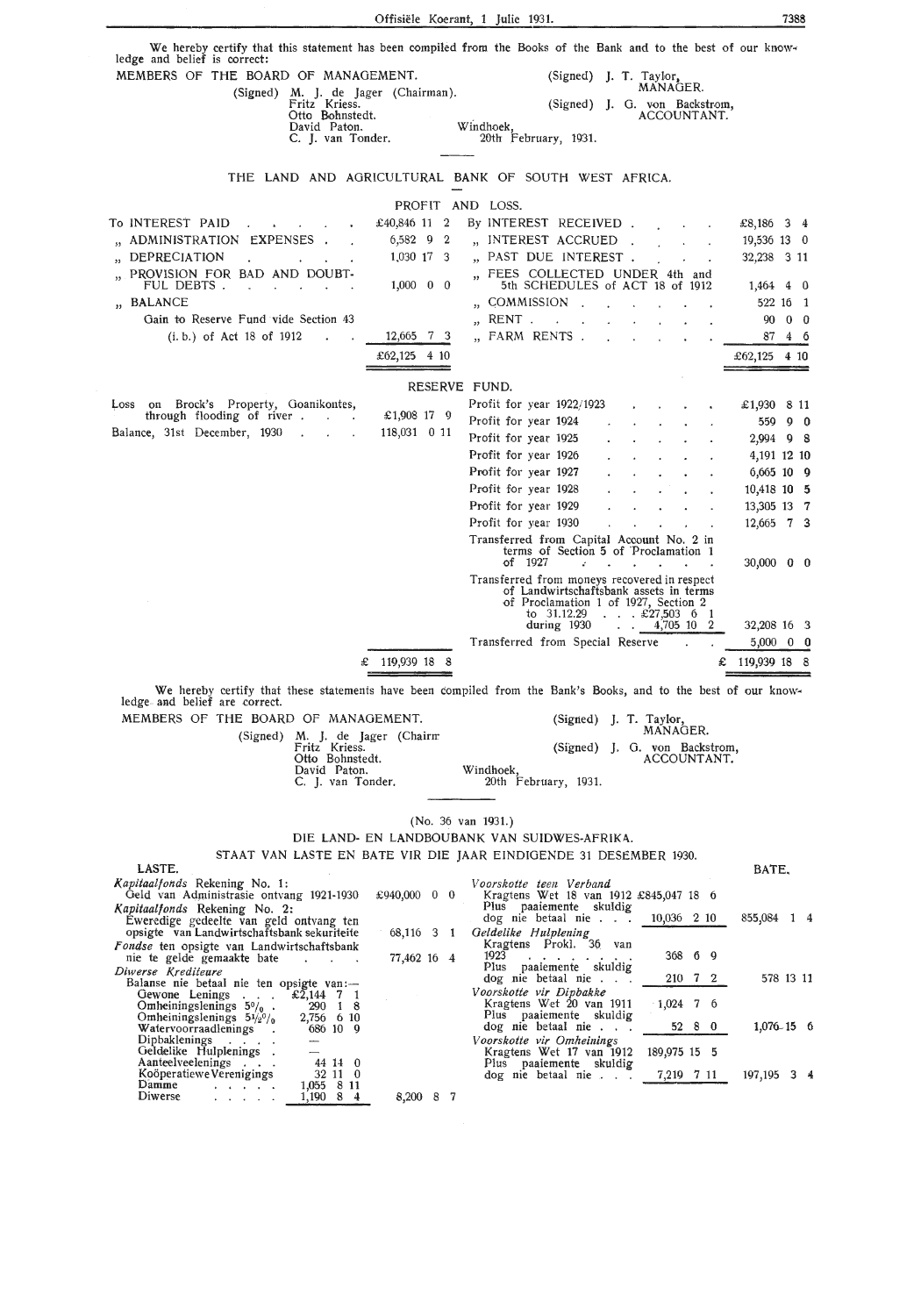We hereby certify that this statement has been compiled from the Books of the Bank and to the best of our knowledge and belief is correct:

MEMBERS OF THE BOARD OF MANAGEMENT.

(Signed) M. J. de Jager (Chairman).
Fritz Kriess.
Otto Bohnstedt.
David Paton.
C. J. van Tonder.

(Signed) J. T. Taylor,
MANAGER.

(Signed) J. G. von Backstrom,
ACCOUNTANT.

Windhoek,
20th February, 1931.

## THE LAND AND AGRICULTURAL BANK OF SOUTH WEST AFRICA.

### PROFIT AND LOSS.

| | | | |
|---|---|---|---|
| To INTEREST PAID | £40,846 11 2 | By INTEREST RECEIVED | £8,186 3 4 |
| „ ADMINISTRATION EXPENSES | 6,582 9 2 | „ INTEREST ACCRUED | 19,536 13 0 |
| „ DEPRECIATION | 1,030 17 3 | „ PAST DUE INTEREST | 32,238 3 11 |
| „ PROVISION FOR BAD AND DOUBTFUL DEBTS | 1,000 0 0 | „ FEES COLLECTED UNDER 4th and 5th SCHEDULES of ACT 18 of 1912 | 1,464 4 0 |
| „ BALANCE | | „ COMMISSION | 522 16 1 |
| Gain to Reserve Fund vide Section 43 | | „ RENT | 90 0 0 |
| (i. b.) of Act 18 of 1912 | 12,665 7 3 | „ FARM RENTS | 87 4 6 |
| | £62,125 4 10 | | £62,125 4 10 |

### RESERVE FUND.

| | | | |
|---|---|---|---|
| Loss on Brock's Property, Goanikontes, through flooding of river | £1,908 17 9 | Profit for year 1922/1923 | £1,930 8 11 |
| Balance, 31st December, 1930 | 118,031 0 11 | Profit for year 1924 | 559 9 0 |
| | | Profit for year 1925 | 2,994 9 8 |
| | | Profit for year 1926 | 4,191 12 10 |
| | | Profit for year 1927 | 6,665 10 9 |
| | | Profit for year 1928 | 10,418 10 5 |
| | | Profit for year 1929 | 13,305 13 7 |
| | | Profit for year 1930 | 12,665 7 3 |
| | | Transferred from Capital Account No. 2 in terms of Section 5 of Proclamation 1 of 1927 | 30,000 0 0 |
| | | Transferred from moneys recovered in respect of Landwirtschaftsbank assets in terms of Proclamation 1 of 1927, Section 2 to 31.12.29 . . . £27,503 6 1 during 1930 . . 4,705 10 2 | 32,208 16 3 |
| | | Transferred from Special Reserve | 5,000 0 0 |
| | £ 119,939 18 8 | | £ 119,939 18 8 |

We hereby certify that these statements have been compiled from the Bank's Books, and to the best of our knowledge and belief are correct.

MEMBERS OF THE BOARD OF MANAGEMENT.

(Signed) M. J. de Jager (Chairm
Fritz Kriess.
Otto Bohnstedt.
David Paton.
C. J. van Tonder.

(Signed) J. T. Taylor,
MANAGER.

(Signed) J. G. von Backstrom,
ACCOUNTANT.

Windhoek,
20th February, 1931.

(No. 36 van 1931.)

## DIE LAND- EN LANDBOUBANK VAN SUIDWES-AFRIKA.

### STAAT VAN LASTE EN BATE VIR DIE JAAR EINDIGENDE 31 DESEMBER 1930.

| LASTE. | | | BATE. | | |
|---|---|---|---|---|---|
| *Kapitaalfonds* Rekening No. 1: Geld van Administrasie ontvang 1921-1930 | | £940,000 0 0 | *Voorskotte teen Verband* Kragtens Wet 18 van 1912 | £845,047 18 6 | |
| *Kapitaalfonds* Rekening No. 2: Eweredige gedeelte van geld ontvang ten opsigte van Landwirtschaftsbank sekuriteite | | 68,116 3 1 | Plus paaiemente skuldig dog nie betaal nie | 10,036 2 10 | 855,084 1 4 |
| *Fondse* ten opsigte van Landwirtschaftsbank nie te gelde gemaakte bate | | 77,462 16 4 | *Geldelike Hulplening* Kragtens Prokl. 36 van 1923 | 368 6 9 | |
| *Diwerse Krediteure* Balanse nie betaal nie ten opsigte van:— | | | Plus paaiemente skuldig dog nie betaal nie | 210 7 2 | 578 13 11 |
| Gewone Lenings | £2,144 7 1 | | *Voorskotte vir Dipbakke* Kragtens Wet 20 van 1911 | 1,024 7 6 | |
| Omheiningslenings 5% | 290 1 8 | | Plus paaiemente skuldig dog nie betaal nie | 52 8 0 | 1,076 15 6 |
| Omheiningslenings 5½% | 2,756 6 10 | | *Voorskotte vir Omheinings* Kragtens Wet 17 van 1912 | 189,975 15 5 | |
| Watervoorraadlenings | 686 10 9 | | Plus paaiemente skuldig dog nie betaal nie | 7,219 7 11 | 197,195 3 4 |
| Dipbaklenings | — | | | | |
| Geldelike Hulplenings | — | | | | |
| Aanteelveelenings | 44 14 0 | | | | |
| Koöperatiewe Verenigings | 32 11 0 | | | | |
| Damme | 1,055 8 11 | | | | |
| Diwerse | 1,190 8 4 | 8,200 8 7 | | | |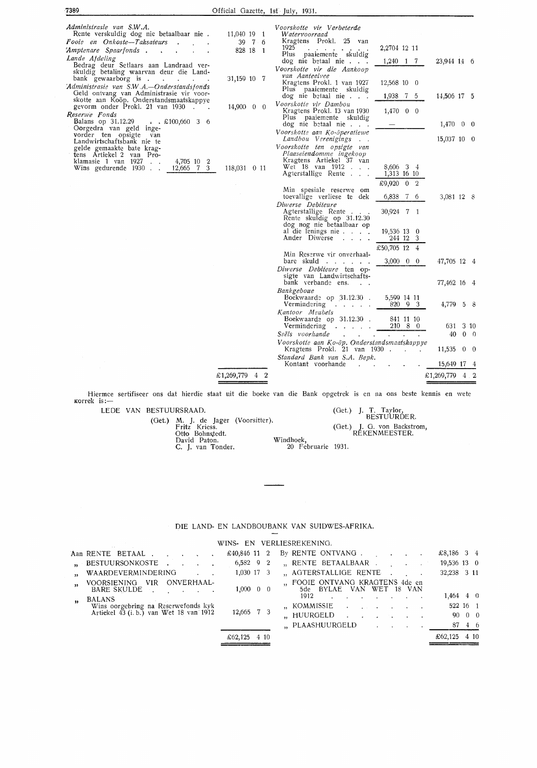| | | | | | |
|---|---|---|---|---|---|
| *Administrasie van S.W.A.* Rente verskuldig dog nie betaalbaar nie | | 11,040 19 1 | *Voorskotte vir Verbeterde Watervoorraad* Kragtens Prokl. 25 van 1925 | 2,2704 12 11 | |
| *Fooie en Onkoste—Taksateurs* | | 39 7 6 | Plus paaiemente skuldig dog nie betaal nie | 1,240 1 7 | 23,944 14 6 |
| *Amptenare Spaarfonds* | | 828 18 1 | *Voorskotte vir die Aankoop van Aanteelvee* Kragtens Prokl. 1 van 1927 | 12,568 10 0 | |
| *Lande Afdeling* Bedrag deur Setlaars aan Landraad verskuldig betaling waarvan deur die Landbank gewaarborg is | | 31,159 10 7 | Plus paaiemente skuldig dog nie betaal nie | 1,938 7 5 | 14,506 17 5 |
| *Administrasie van S.W.A.—Onderstandsfonds* Geld ontvang van Administrasie vir voorskotte aan Koöp. Onderstandsmaatskappye gevorm onder Prokl. 21 van 1930 | | 14,900 0 0 | *Voorskotte vir Dambou* Kragtens Prokl. 13 van 1930 | 1,470 0 0 | |
| *Reserwe Fonds* Balans op 31.12.29 | £100,660 3 6 | | Plus paaiemente skuldig dog nie betaal nie | — | 1,470 0 0 |
| Oorgedra van geld ingevorder ten opsigte van Landwirtschaftsbank nie te gelde gemaakte bate kragtens Artiekel 2 van Proklamasie 1 van 1927 | 4,705 10 2 | | *Voorskotte aan Ko-öperatiewe Landbou Verenigings* | | 15,037 10 0 |
| Wins gedurende 1930 | 12,665 7 3 | 118,031 0 11 | *Voorskotte ten opsigte van Plaaseiendomme ingekoop* Kragtens Artiekel 37 van Wet 18 van 1912 | 8,606 3 4 | |
| | | | Agterstallige Rente | 1,313 16 10 | |
| | | | | £9,920 0 2 | |
| | | | Min spesiale reserwe om toevallige verliese te dek | 6,838 7 6 | 3,081 12 8 |
| | | | *Diwerse Debiteure* Agterstallige Rente | 30,924 7 1 | |
| | | | Rente skuldig op 31.12.30 dog nog nie betaalbaar op al die lenings nie | 19,536 13 0 | |
| | | | Ander Diwerse | 244 12 3 | |
| | | | | £50,705 12 4 | |
| | | | Min Reserwe vir onverhaalbare skuld | 3,000 0 0 | 47,705 12 4 |
| | | | *Diwerse Debiteure* ten opsigte van Landwirtschaftsbank verbande ens. | | 77,462 16 4 |
| | | | *Bankgeboue* Boekwaarde op 31.12.30 | 5,599 14 11 | |
| | | | Vermindering | 820 9 3 | 4,779 5 8 |
| | | | *Kantoor Meubels* Boekwaarde op 31.12.30 | 841 11 10 | |
| | | | Vermindering | 210 8 0 | 631 3 10 |
| | | | *Seëls voorhande* | | 40 0 0 |
| | | | *Voorskotte aan Ko-öp. Onderstandsmaatskappye* Kragtens Prokl. 21 van 1930 | | 11,535 0 0 |
| | | | *Standard Bank van S.A. Bepk.* Kontant voorhande | | 15,649 17 4 |
| | | £1,269,779 4 2 | | | £1,269,779 4 2 |

Hiermee sertifiseer ons dat hierdie staat uit die boeke van die Bank opgetrek is en na ons beste kennis en wete korrek is:—

LEDE VAN BESTUURSRAAD.

(Get.) M. J. de Jager (Voorsitter).
Fritz Kriess.
Otto Bohnstedt.
David Paton.
C. J. van Tonder.

(Get.) J. T. Taylor,
BESTUURDER.

(Get.) J. G. von Backstrom,
REKENMEESTER.

Windhoek,
20 Februarie 1931.

## DIE LAND- EN LANDBOUBANK VAN SUIDWES-AFRIKA.

### WINS- EN VERLIESREKENING.

| | | | |
|---|---|---|---|
| Aan RENTE BETAAL | £40,846 11 2 | By RENTE ONTVANG | £8,186 3 4 |
| „ BESTUURSONKOSTE | 6,582 9 2 | „ RENTE BETAALBAAR | 19,536 13 0 |
| „ WAARDEVERMINDERING | 1,030 17 3 | „ AGTERSTALLIGE RENTE | 32,238 3 11 |
| „ VOORSIENING VIR ONVERHAALBARE SKULDE | 1,000 0 0 | „ FOOIE ONTVANG KRAGTENS 4de en 5de BYLAE VAN WET 18 VAN 1912 | 1,464 4 0 |
| „ BALANS Wins oorgebring na Reserwefonds kyk Artiekel 43 (i. b.) van Wet 18 van 1912 | 12,665 7 3 | „ KOMMISSIE | 522 16 1 |
| | | „ HUURGELD | 90 0 0 |
| | | „ PLAASHUURGELD | 87 4 6 |
| | £62,125 4 10 | | £62,125 4 10 |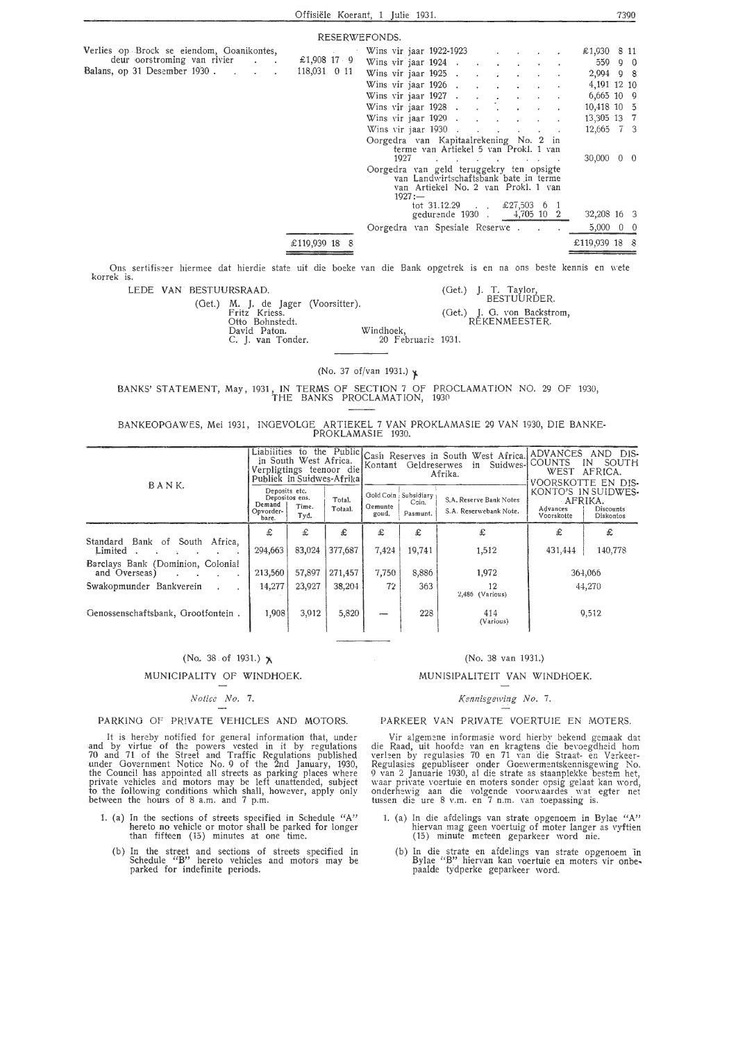## RESERWEFONDS.

| | | | |
|---|---|---|---|
| Verlies op Brock se eiendom, Goanikontes, deur oorstroming van rivier | £1,908 17 9 | Wins vir jaar 1922-1923 | £1,930 8 11 |
| Balans, op 31 Desember 1930 | 118,031 0 11 | Wins vir jaar 1924 | 559 9 0 |
| | | Wins vir jaar 1925 | 2,994 9 8 |
| | | Wins vir jaar 1926 | 4,191 12 10 |
| | | Wins vir jaar 1927 | 6,665 10 9 |
| | | Wins vir jaar 1928 | 10,418 10 5 |
| | | Wins vir jaar 1929 | 13,305 13 7 |
| | | Wins vir jaar 1930 | 12,665 7 3 |
| | | Oorgedra van Kapitaalrekening No. 2 in terme van Artiekel 5 van Prokl. 1 van 1927 | 30,000 0 0 |
| | | Oorgedra van geld teruggekry ten opsigte van Landwirtschaftsbank bate in terme van Artiekel No. 2 van Prokl. 1 van 1927:— tot 31.12.29 £27,503 6 1; gedurende 1930 4,705 10 2 | 32,208 16 3 |
| | | Oorgedra van Spesiale Reserwe | 5,000 0 0 |
| | £119,939 18 8 | | £119,939 18 8 |

Ons sertifiseer hiermee dat hierdie state uit die boeke van die Bank opgetrek is en na ons beste kennis en wete korrek is.

LEDE VAN BESTUURSRAAD.

(Get.) M. J. de Jager (Voorsitter).
Fritz Kriess.
Otto Bohnstedt.
David Paton.
C. J. van Tonder.

(Get.) J. T. Taylor,
BESTUURDER.

(Get.) J. G. von Backstrom,
REKENMEESTER.

Windhoek,
20 Februarie 1931.

(No. 37 of/van 1931.)

BANKS' STATEMENT, May, 1931, IN TERMS OF SECTION 7 OF PROCLAMATION NO. 29 OF 1930, THE BANKS PROCLAMATION, 1930

BANKEOPGAWES, Mei 1931, INGEVOLGE ARTIEKEL 7 VAN PROKLAMASIE 29 VAN 1930, DIE BANKE-PROKLAMASIE 1930.

| BANK. | Liabilities to the Public in South West Africa. Verpligtings teenoor die Publiek in Suidwes-Afrika | | | Cash Reserves in South West Africa. Kontant Geldreserwes in Suidwes-Afrika. | | | ADVANCES AND DISCOUNTS IN SOUTH WEST AFRICA. VOORSKOTTE EN DISKONTO'S IN SUIDWES-AFRIKA. | |
|---|---|---|---|---|---|---|---|---|
| | Deposits etc. Deposito's ens. Demand Opvorderbare. | Time. Tyd. | Total. Totaal. | Gold Coin Gemunte goud. | Subsidiary Coin. Pasmunt. | S.A. Reserve Bank Notes S.A. Reserwebank Note. | Advances Voorskotte | Discounts Diskontos |
| | £ | £ | £ | £ | £ | £ | £ | £ |
| Standard Bank of South Africa, Limited | 294,663 | 83,024 | 377,687 | 7,424 | 19,741 | 1,512 | 431,444 | 140,778 |
| Barclays Bank (Dominion, Colonial and Overseas) | 213,560 | 57,897 | 271,457 | 7,750 | 8,886 | 1,972 | 364,066 | |
| Swakopmunder Bankverein | 14,277 | 23,927 | 38,204 | 72 | 363 | 12 / 2,486 (Various) | 44,270 | |
| Genossenschaftsbank, Grootfontein | 1,908 | 3,912 | 5,820 | — | 228 | 414 (Various) | 9,512 | |

(No. 38 of 1931.)

MUNICIPALITY OF WINDHOEK.

*Notice No.* 7.

PARKING OF PRIVATE VEHICLES AND MOTORS.

It is hereby notified for general information that, under and by virtue of the powers vested in it by regulations 70 and 71 of the Street and Traffic Regulations published under Government Notice No. 9 of the 2nd January, 1930, the Council has appointed all streets as parking places where private vehicles and motors may be left unattended, subject to the following conditions which shall, however, apply only between the hours of 8 a.m. and 7 p.m.

1. (a) In the sections of streets specified in Schedule "A" hereto no vehicle or motor shall be parked for longer than fifteen (15) minutes at one time.

   (b) In the street and sections of streets specified in Schedule "B" hereto vehicles and motors may be parked for indefinite periods.

(No. 38 van 1931.)

MUNISIPALITEIT VAN WINDHOEK.

*Kennisgewing No.* 7.

PARKEER VAN PRIVATE VOERTUIE EN MOTERS.

Vir algemene informasie word hierby bekend gemaak dat die Raad, uit hoofde van en kragtens die bevoegdheid hom verleen by regulasies 70 en 71 van die Straat- en Verkeer-Regulasies gepubliseer onder Goewermentskennisgewing No. 9 van 2 Januarie 1930, al die strate as staanplekke bestem het, waar private voertuie en moters sonder opsig gelaat kan word, onderhewig aan die volgende voorwaardes wat egter net tussen die ure 8 v.m. en 7 n.m. van toepassing is.

1. (a) In die afdelings van strate opgenoem in Bylae "A" hiervan mag geen voertuig of moter langer as vyftien (15) minute meteen geparkeer word nie.

   (b) In die strate en afdelings van strate opgenoem in Bylae "B" hiervan kan voertuie en moters vir onbepaalde tydperke geparkeer word.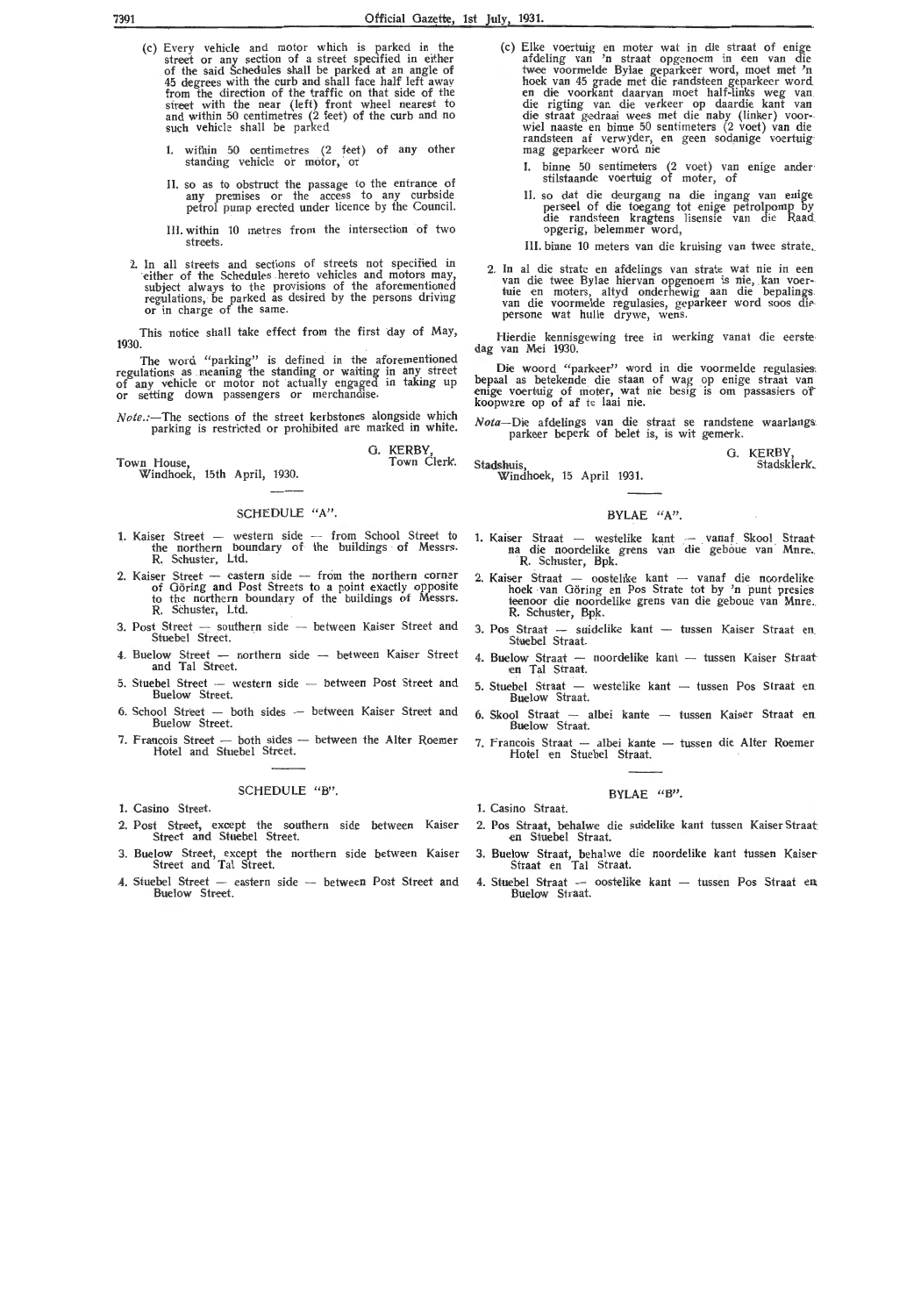(c) Every vehicle and motor which is parked in the street or any section of a street specified in either of the said Schedules shall be parked at an angle of 45 degrees with the curb and shall face half left away from the direction of the traffic on that side of the street with the near (left) front wheel nearest to and within 50 centimetres (2 feet) of the curb and no such vehicle shall be parked

I. within 50 centimetres (2 feet) of any other standing vehicle or motor, or

II. so as to obstruct the passage to the entrance of any premises or the access to any curbside petrol pump erected under licence by the Council.

III. within 10 metres from the intersection of two streets.

2. In all streets and sections of streets not specified in either of the Schedules hereto vehicles and motors may, subject always to the provisions of the aforementioned regulations, be parked as desired by the persons driving or in charge of the same.

This notice shall take effect from the first day of May, 1930.

The word "parking" is defined in the aforementioned regulations as meaning the standing or waiting in any street of any vehicle or motor not actually engaged in taking up or setting down passengers or merchandise.

*Note.*:—The sections of the street kerbstones alongside which parking is restricted or prohibited are marked in white.

G. KERBY,
Town Clerk.

Town House,
Windhoek, 15th April, 1930.

## SCHEDULE "A".

1. Kaiser Street — western side — from School Street to the northern boundary of the buildings of Messrs. R. Schuster, Ltd.
2. Kaiser Street — eastern side — from the northern corner of Göring and Post Streets to a point exactly opposite to the northern boundary of the buildings of Messrs. R. Schuster, Ltd.
3. Post Street — southern side — between Kaiser Street and Stuebel Street.
4. Buelow Street — northern side — between Kaiser Street and Tal Street.
5. Stuebel Street — western side — between Post Street and Buelow Street.
6. School Street — both sides — between Kaiser Street and Buelow Street.
7. Francois Street — both sides — between the Alter Roemer Hotel and Stuebel Street.

## SCHEDULE "B".

1. Casino Street.
2. Post Street, except the southern side between Kaiser Street and Stuebel Street.
3. Buelow Street, except the northern side between Kaiser Street and Tal Street.
4. Stuebel Street — eastern side — between Post Street and Buelow Street.

(c) Elke voertuig en moter wat in die straat of enige afdeling van 'n straat opgenoem in een van die twee voormelde Bylae geparkeer word, moet met 'n hoek van 45 grade met die randsteen geparkeer word en die voorkant daarvan moet half-links weg van die rigting van die verkeer op daardie kant van die straat gedraai wees met die naby (linker) voorwiel naaste en binne 50 sentimeters (2 voet) van die randsteen af verwyder, en geen sodanige voertuig mag geparkeer word nie

I. binne 50 sentimeters (2 voet) van enige ander stilstaande voertuig of moter, of

II. so dat die deurgang na die ingang van enige perseel of die toegang tot enige petrolpomp by die randsteen kragtens lisensie van die Raad opgerig, belemmer word,

III. binne 10 meters van die kruising van twee strate.

2. In al die strate en afdelings van strate wat nie in een van die twee Bylae hiervan opgenoem is nie, kan voertuie en moters, altyd onderhewig aan die bepalings van die voormelde regulasies, geparkeer word soos die persone wat hulle drywe, wens.

Hierdie kennisgewing tree in werking vanat die eerste dag van Mei 1930.

Die woord "parkeer" word in die voormelde regulasies bepaal as betekende die staan of wag op enige straat van enige voertuig of moter, wat nie besig is om passasiers of koopware op of af te laai nie.

*Nota*—Die afdelings van die straat se randstene waarlangs parkeer beperk of belet is, is wit gemerk.

G. KERBY,
Stadsklerk.

Stadshuis,
Windhoek, 15 April 1931.

## BYLAE "A".

1. Kaiser Straat — westelike kant — vanaf Skool Straat na die noordelike grens van die geboue van Mnre. R. Schuster, Bpk.
2. Kaiser Straat — oostelike kant — vanaf die noordelike hoek van Göring en Pos Strate tot by 'n punt presies teenoor die noordelike grens van die geboue van Mnre. R. Schuster, Bpk.
3. Pos Straat — suidelike kant — tussen Kaiser Straat en Stuebel Straat.
4. Buelow Straat — noordelike kant — tussen Kaiser Straat en Tal Straat.
5. Stuebel Straat — westelike kant — tussen Pos Straat en Buelow Straat.
6. Skool Straat — albei kante — tussen Kaiser Straat en Buelow Straat.
7. Francois Straat — albei kante — tussen die Alter Roemer Hotel en Stuebel Straat.

## BYLAE "B".

1. Casino Straat.
2. Pos Straat, behalwe die suidelike kant tussen Kaiser Straat en Stuebel Straat.
3. Buelow Straat, behalwe die noordelike kant tussen Kaiser Straat en Tal Straat.
4. Stuebel Straat — oostelike kant — tussen Pos Straat en Buelow Straat.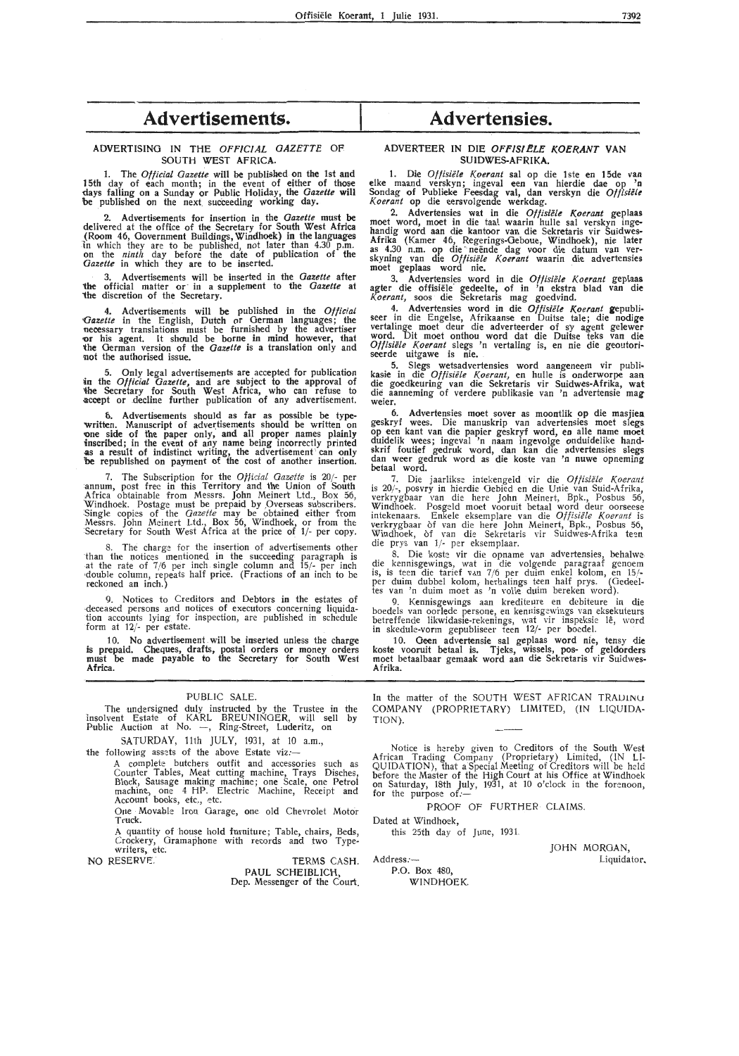# Advertisements.

### ADVERTISING IN THE *OFFICIAL GAZETTE* OF SOUTH WEST AFRICA.

1. The *Official Gazette* will be published on the 1st and 15th day of each month; in the event of either of those days falling on a Sunday or Public Holiday, the *Gazette* will be published on the next succeeding working day.

2. Advertisements for insertion in the *Gazette* must be delivered at the office of the Secretary for South West Africa (Room 46, Government Buildings, Windhoek) in the languages in which they are to be published, not later than 4.30 p.m. on the *ninth* day before the date of publication of the *Gazette* in which they are to be inserted.

3. Advertisements will be inserted in the *Gazette* after the official matter or in a supplement to the *Gazette* at the discretion of the Secretary.

4. Advertisements will be published in the *Official Gazette* in the English, Dutch or German languages; the necessary translations must be furnished by the advertiser or his agent. It should be borne in mind however, that the German version of the *Gazette* is a translation only and not the authorised issue.

5. Only legal advertisements are accepted for publication in the *Official Gazette*, and are subject to the approval of the Secretary for South West Africa, who can refuse to accept or decline further publication of any advertisement.

6. Advertisements should as far as possible be typewritten. Manuscript of advertisements should be written on one side of the paper only, and all proper names plainly inscribed; in the event of any name being incorrectly printed as a result of indistinct writing, the advertisement can only be republished on payment of the cost of another insertion.

7. The Subscription for the *Official Gazette* is 20/- per annum, post free in this Territory and the Union of South Africa obtainable from Messrs. John Meinert Ltd., Box 56, Windhoek. Postage must be prepaid by Overseas subscribers. Single copies of the *Gazette* may be obtained either from Messrs. John Meinert Ltd., Box 56, Windhoek, or from the Secretary for South West Africa at the price of 1/- per copy.

8. The charge for the insertion of advertisements other than the notices mentioned in the succeeding paragraph is at the rate of 7/6 per inch single column and 15/- per inch double column, repeats half price. (Fractions of an inch to be reckoned an inch.)

9. Notices to Creditors and Debtors in the estates of deceased persons and notices of executors concerning liquidation accounts lying for inspection, are published in schedule form at 12/- per estate.

10. **No advertisement will be inserted unless the charge is prepaid. Cheques, drafts, postal orders or money orders must be made payable to the Secretary for South West Africa.**

# Advertensies.

### ADVERTEER IN DIE *OFFISIËLE KOERANT* VAN SUIDWES-AFRIKA.

1. Die *Offisiële Koerant* sal op die 1ste en 15de van elke maand verskyn; ingeval een van hierdie dae op 'n Sondag of Publieke Feesdag val, dan verskyn die *Offisiële Koerant* op die eersvolgende werkdag.

2. Advertensies wat in die *Offisiële Koerant* geplaas moet word, moet in die taal waarin hulle sal verskyn ingehandig word aan die kantoor van die Sekretaris vir Suidwes-Afrika (Kamer 46, Regerings-Geboue, Windhoek), nie later as 4.30 n.m. op die neënde dag voor die datum van verskyning van die *Offisiële Koerant* waarin die advertensies moet geplaas word nie.

3. Advertensies word in die *Offisiële Koerant* geplaas agter die offisiële gedeelte, of in 'n ekstra blad van die *Koerant*, soos die Sekretaris mag goedvind.

4. Advertensies word in die *Offisiële Koerant* gepubliseer in die Engelse, Afrikaanse en Duitse tale; die nodige vertalinge moet deur die adverteerder of sy agent gelewer word. Dit moet onthou word dat die Duitse teks van die *Offisiële Koerant* slegs 'n vertaling is, en nie die geoutoriseerde uitgawe is nie.

5. Slegs wetsadvertensies word aangeneem vir publikasie in die *Offisiële Koerant*, en hulle is onderworpe aan die goedkeuring van die Sekretaris vir Suidwes-Afrika, wat die aanneming of verdere publikasie van 'n advertensie mag weier.

6. Advertensies moet sover as moontlik op die masjien geskryf wees. Die manuskrip van advertensies moet slegs op een kant van die papier geskryf word, en alle name moet duidelik wees; ingeval 'n naam ingevolge onduidelike handskrif foutief gedruk word, dan kan die advertensies slegs dan weer gedruk word as die koste van 'n nuwe opneming betaal word.

7. Die jaarlikse intekengeld vir die *Offisiële Koerant* is 20/-, posvry in hierdie Gebied en die Unie van Suid-Afrika, verkrygbaar van die here John Meinert, Bpk., Posbus 56, Windhoek. Posgeld moet vooruit betaal word deur oorseese intekenaars. Enkele eksemplare van die *Offisiële Koerant* is verkrygbaar òf van die here John Meinert, Bpk., Posbus 56, Windhoek, òf van die Sekretaris vir Suidwes-Afrika teen die prys van 1/- per eksemplaar.

8. Die koste vir die opname van advertensies, behalwe die kennisgewings, wat in die volgende paragraaf genoem is, is teen die tarief van 7/6 per duim enkel kolom, en 15/- per duim dubbel kolom, herhalings teen half prys. (Gedeeltes van 'n duim moet as 'n volle duim bereken word).

9. Kennisgewings aan krediteure en debiteure in die boedels van oorlede persone, en kennisgewings van eksekuteurs betreffende likwidasie-rekenings, wat vir inspeksie lê, word in skedule-vorm gepubliseer teen 12/- per boedel.

10. **Geen advertensie sal geplaas word nie, tensy die koste vooruit betaal is. Tjeks, wissels, pos- of geldorders moet betaalbaar gemaak word aan die Sekretaris vir Suidwes-Afrika.**

---

PUBLIC SALE.

The undersigned duly instructed by the Trustee in the Insolvent Estate of KARL BREUNINGER, will sell by Public Auction at No. —, Ring-Street, Luderitz, on

SATURDAY, 11th JULY, 1931, at 10 a.m.,

the following assets of the above Estate viz:—

A complete butchers outfit and accessories such as Counter Tables, Meat cutting machine, Trays Disches, Block, Sausage making machine; one Scale, one Petrol machine, one 4 HP. Electric Machine, Receipt and Account books, etc., etc.

One Movable Iron Garage, one old Chevrolet Motor Truck.

A quantity of house hold furniture; Table, chairs, Beds, Crockery, Gramaphone with records and two Typewriters, etc.

NO RESERVE. TERMS CASH.

PAUL SCHEIBLICH,
Dep. Messenger of the Court.

---

In the matter of the SOUTH WEST AFRICAN TRADING COMPANY (PROPRIETARY) LIMITED, (IN LIQUIDATION).

Notice is hereby given to Creditors of the South West African Trading Company (Proprietary) Limited, (IN LIQUIDATION), that a Special Meeting of Creditors will be held before the Master of the High Court at his Office at Windhoek on Saturday, 18th July, 1931, at 10 o'clock in the forenoon, for the purpose of:—

PROOF OF FURTHER CLAIMS.

Dated at Windhoek,
this 25th day of June, 1931.

JOHN MORGAN,
Liquidator.

Address:—
P.O. Box 480,
WINDHOEK.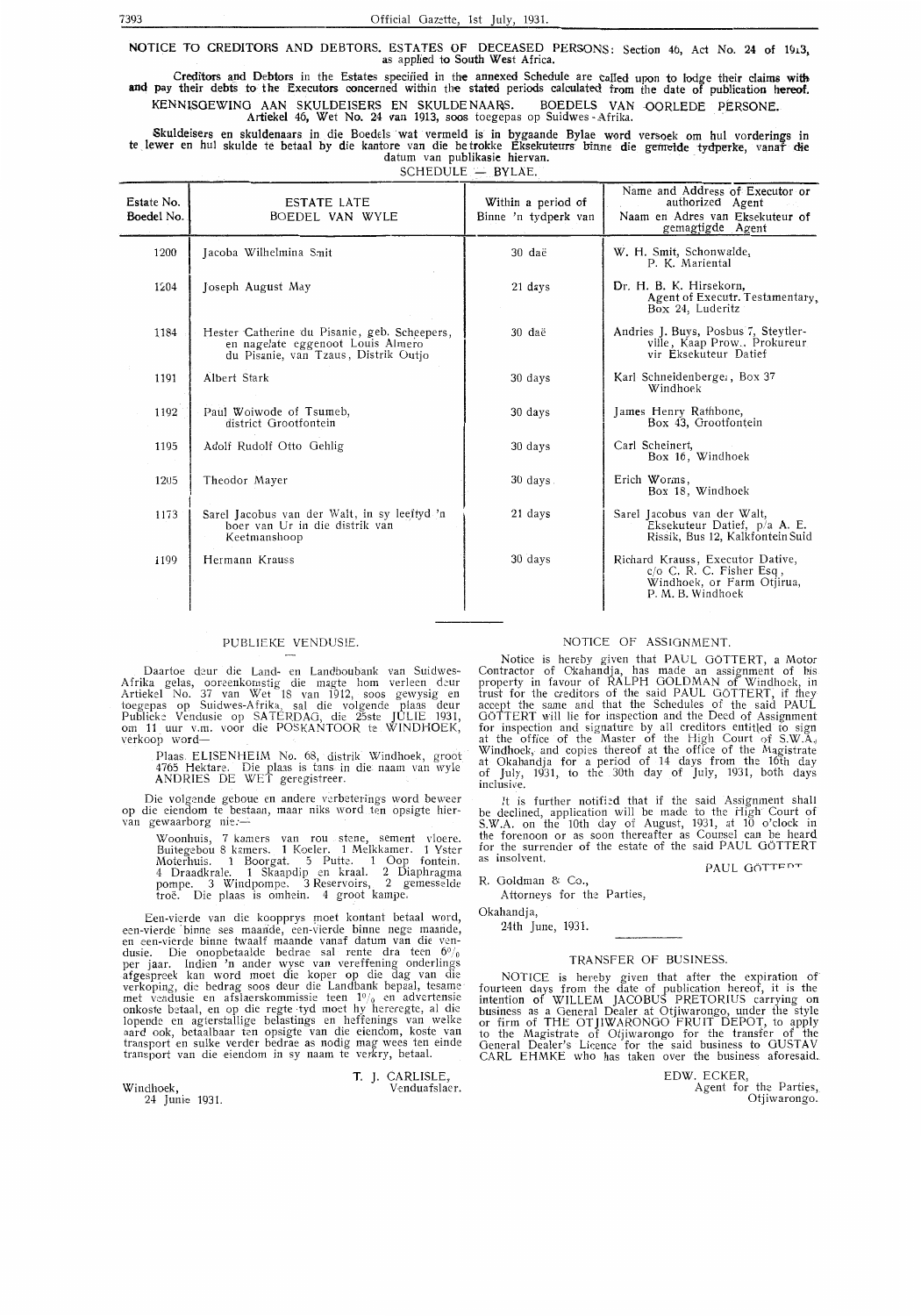## NOTICE TO CREDITORS AND DEBTORS. ESTATES OF DECEASED PERSONS: Section 46, Act No. 24 of 1913, as applied to South West Africa.

**Creditors and Debtors in the Estates specified in the annexed Schedule are called upon to lodge their claims with and pay their debts to the Executors concerned within the stated periods calculated from the date of publication hereof.**

## KENNISGEWING AAN SKULDEISERS EN SKULDENAARS. BOEDELS VAN OORLEDE PERSONE. Artiekel 46, Wet No. 24 van 1913, soos toegepas op Suidwes-Afrika.

Skuldeisers en skuldenaars in die Boedels wat vermeld is in bygaande Bylae word versoek om hul vorderings in te lewer en hul skulde te betaal by die kantore van die betrokke Eksekuteurs binne die gemelde tydperke, vanaf die datum van publikasie hiervan.

SCHEDULE — BYLAE.

| Estate No. Boedel No. | ESTATE LATE BOEDEL VAN WYLE | Within a period of Binne 'n tydperk van | Name and Address of Executor or authorized Agent Naam en Adres van Eksekuteur of gemagtigde Agent |
|---|---|---|---|
| 1200 | Jacoba Wilhelmina Smit | 30 daë | W. H. Smit, Schonwalde, P. K. Mariental |
| 1204 | Joseph August May | 21 days | Dr. H. B. K. Hirsekorn, Agent of Executr. Testamentary, Box 24, Luderitz |
| 1184 | Hester Catherine du Pisanie, geb. Scheepers, en nagelate eggenoot Louis Almero du Pisanie, van Tzaus, Distrik Outjo | 30 daë | Andries J. Buys, Posbus 7, Steytlerville, Kaap Prow., Prokureur vir Eksekuteur Datief |
| 1191 | Albert Stark | 30 days | Karl Schneidenberger, Box 37 Windhoek |
| 1192 | Paul Woiwode of Tsumeb, district Grootfontein | 30 days | James Henry Rathbone, Box 43, Grootfontein |
| 1195 | Adolf Rudolf Otto Gehlig | 30 days | Carl Scheinert, Box 16, Windhoek |
| 1205 | Theodor Mayer | 30 days | Erich Worms, Box 18, Windhoek |
| 1173 | Sarel Jacobus van der Walt, in sy leeftyd 'n boer van Ur in die distrik van Keetmanshoop | 21 days | Sarel Jacobus van der Walt, Eksekuteur Datief, p/a A. E. Rissik, Bus 12, Kalkfontein Suid |
| 1199 | Hermann Krauss | 30 days | Richard Krauss, Executor Dative, c/o C. R. C. Fisher Esq., Windhoek, or Farm Otjirua, P. M. B. Windhoek |

### PUBLIEKE VENDUSIE.

Daartoe deur die Land- en Landboubank van Suidwes-Afrika gelas, ooreenkomstig die magte hom verleen deur Artiekel No. 37 van Wet 18 van 1912, soos gewysig en toegepas op Suidwes-Afrika, sal die volgende plaas deur Publieke Vendusie op SATERDAG, die 25ste JULIE 1931, om 11 uur v.m. voor die POSKANTOOR te WINDHOEK, verkoop word—

Plaas ELISENHEIM No. 68, distrik Windhoek, groot 4765 Hektare. Die plaas is tans in die naam van wyle ANDRIES DE WET geregistreer.

Die volgende geboue en andere verbeterings word beweer op die eiendom te bestaan, maar niks word ten opsigte hiervan gewaarborg nie:—

Woonhuis, 7 kamers van rou stene, sement vloere. Buitegebou 8 kamers. 1 Koeler. 1 Melkkamer. 1 Yster Motorhuis. 1 Boorgat. 5 Putte. 1 Oop fontein. 4 Draadkrale. 1 Skaapdip en kraal. 2 Diaphragma pompe. 3 Windpompe. 3 Reservoirs, 2 gemesselde troë. Die plaas is omhein. 4 groot kampe.

Een-vierde van die koopprys moet kontant betaal word, een-vierde binne ses maande, een-vierde binne nege maande, en een-vierde binne twaalf maande vanaf datum van die vendusie. Die onopbetaalde bedrae sal rente dra teen 6% per jaar. Indien 'n ander wyse van vereffening onderlings afgespreek kan word moet die koper op die dag van die verkoping, die bedrag soos deur die Landbank bepaal, tesame met vendusie en afslaerskommissie teen 1% en advertensie onkoste betaal, en op die regte tyd moet hy hereregte, al die lopende en agterstallige belastings en heffenings van welke aard ook, betaalbaar ten opsigte van die eiendom, koste van transport en sulke verder bedrae as nodig mag wees ten einde transport van die eiendom in sy naam te verkry, betaal.

T. J. CARLISLE,
Venduafslaer.

Windhoek,
24 Junie 1931.

### NOTICE OF ASSIGNMENT.

Notice is hereby given that PAUL GÖTTERT, a Motor Contractor of Okahandja, has made an assignment of his property in favour of RALPH GOLDMAN of Windhoek, in trust for the creditors of the said PAUL GÖTTERT, if they accept the same and that the Schedules of the said PAUL GÖTTERT will lie for inspection and the Deed of Assignment for inspection and signature by all creditors entitled to sign at the office of the Master of the High Court of S.W.A., Windhoek, and copies thereof at the office of the Magistrate at Okahandja for a period of 14 days from the 16th day of July, 1931, to the 30th day of July, 1931, both days inclusive.

It is further notified that if the said Assignment shall be declined, application will be made to the High Court of S.W.A. on the 10th day of August, 1931, at 10 o'clock in the forenoon or as soon thereafter as Counsel can be heard for the surrender of the estate of the said PAUL GÖTTERT as insolvent.

PAUL GÖTTERT

R. Goldman & Co.,
Attorneys for the Parties,

Okahandja,
24th June, 1931.

### TRANSFER OF BUSINESS.

NOTICE is hereby given that after the expiration of fourteen days from the date of publication hereof, it is the intention of WILLEM JACOBUS PRETORIUS carrying on business as a General Dealer at Otjiwarongo, under the style or firm of THE OTJIWARONGO FRUIT DEPOT, to apply to the Magistrate of Otjiwarongo for the transfer of the General Dealer's Licence for the said business to GUSTAV CARL EHMKE who has taken over the business aforesaid.

EDW. ECKER,
Agent for the Parties,
Otjiwarongo.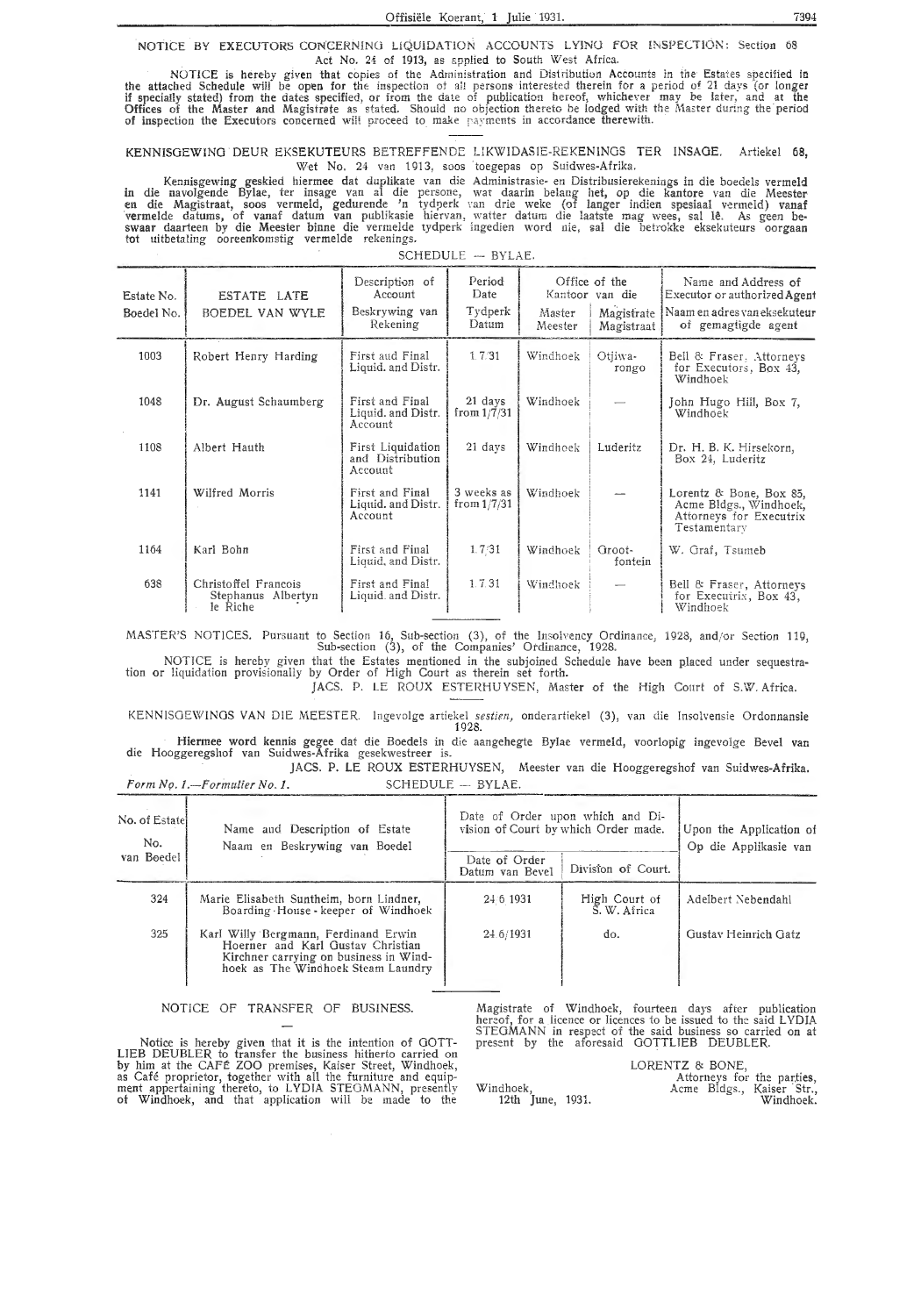NOTICE BY EXECUTORS CONCERNING LIQUIDATION ACCOUNTS LYING FOR INSPECTION: Section 68 Act No. 24 of 1913, as applied to South West Africa.

NOTICE is hereby given that copies of the Administration and Distribution Accounts in the Estates specified in the attached Schedule will be open for the inspection of all persons interested therein for a period of 21 days (or longer if specially stated) from the dates specified, or from the date of publication hereof, whichever may be later, and at the Offices of the Master and Magistrate as stated. Should no objection thereto be lodged with the Master during the period of inspection the Executors concerned will proceed to make payments in accordance therewith.

KENNISGEWING DEUR EKSEKUTEURS BETREFFENDE LIKWIDASIE-REKENINGS TER INSAGE. Artiekel 68, Wet No. 24 van 1913, soos toegepas op Suidwes-Afrika.

Kennisgewing geskied hiermee dat duplikate van die Administrasie- en Distribusierekenings in die boedels vermeld in die navolgende Bylae, ter insage van al die persone, wat daarin belang het, op die kantore van die Meester en die Magistraat, soos vermeld, gedurende 'n tydperk van drie weke (of langer indien spesiaal vermeld) vanaf vermelde datums, of vanaf datum van publikasie hiervan, watter datum die laatste mag wees, sal lê. As geen beswaar daarteen by die Meester binne die vermelde tydperk ingedien word nie, sal die betrokke eksekuteurs oorgaan tot uitbetaling ooreenkomstig vermelde rekenings.

SCHEDULE — BYLAE.

| Estate No. / Boedel No. | ESTATE LATE / BOEDEL VAN WYLE | Description of Account / Beskrywing van Rekening | Period Date / Tydperk Datum | Office of the Kantoor van die: Master / Meester | Office of the Kantoor van die: Magistrate / Magistraat | Name and Address of Executor or authorized Agent / Naam en adres van eksekuteur of gemagtigde agent |
|---|---|---|---|---|---|---|
| 1003 | Robert Henry Harding | First and Final Liquid. and Distr. | 1.7.31 | Windhoek | Otjiwarongo | Bell & Fraser, Attorneys for Executors, Box 43, Windhoek |
| 1048 | Dr. August Schaumberg | First and Final Liquid. and Distr. Account | 21 days from 1/7/31 | Windhoek | — | John Hugo Hill, Box 7, Windhoek |
| 1108 | Albert Hauth | First Liquidation and Distribution Account | 21 days | Windhoek | Luderitz | Dr. H. B. K. Hirsekorn, Box 24, Luderitz |
| 1141 | Wilfred Morris | First and Final Liquid. and Distr. Account | 3 weeks as from 1/7/31 | Windhoek | — | Lorentz & Bone, Box 85, Acme Bldgs., Windhoek, Attorneys for Executrix Testamentary |
| 1164 | Karl Bohn | First and Final Liquid. and Distr. | 1.7.31 | Windhoek | Grootfontein | W. Graf, Tsumeb |
| 638 | Christoffel Francois Stephanus Albertyn le Riche | First and Final Liquid. and Distr. | 1.7.31 | Windhoek | — | Bell & Fraser, Attorneys for Executrix, Box 43, Windhoek |

MASTER'S NOTICES. Pursuant to Section 16, Sub-section (3), of the Insolvency Ordinance, 1928, and/or Section 119, Sub-section (3), of the Companies' Ordinance, 1928.

NOTICE is hereby given that the Estates mentioned in the subjoined Schedule have been placed under sequestration or liquidation provisionally by Order of High Court as therein set forth.

JACS. P. LE ROUX ESTERHUYSEN, Master of the High Court of S.W. Africa.

KENNISGEWINGS VAN DIE MEESTER. Ingevolge artiekel *sestien,* onderartiekel (3), van die Insolvensie Ordonnansie 1928.

Hiermee word kennis gegee dat die Boedels in die aangehegte Bylae vermeld, voorlopig ingevolge Bevel van die Hooggeregshof van Suidwes-Afrika gesekwestreer is.

JACS. P. LE ROUX ESTERHUYSEN, Meester van die Hooggeregshof van Suidwes-Afrika.

*Form No. 1.—Formulier No. 1.* SCHEDULE — BYLAE.

| No. of Estate / No. van Boedel | Name and Description of Estate / Naam en Beskrywing van Boedel | Date of Order upon which and Division of Court by which Order made: Date of Order / Datum van Bevel | Division of Court | Upon the Application of / Op die Applikasie van |
|---|---|---|---|---|
| 324 | Marie Elisabeth Suntheim, born Lindner, Boarding-House-keeper of Windhoek | 24.6.1931 | High Court of S. W. Africa | Adelbert Nebendahl |
| 325 | Karl Willy Bergmann, Ferdinand Erwin Hoerner and Karl Gustav Christian Kirchner carrying on business in Windhoek as The Windhoek Steam Laundry | 24.6/1931 | do. | Gustav Heinrich Gatz |

NOTICE OF TRANSFER OF BUSINESS.

Notice is hereby given that it is the intention of GOTTLIEB DEUBLER to transfer the business hitherto carried on by him at the CAFÉ ZOO premises, Kaiser Street, Windhoek, as Café proprietor, together with all the furniture and equipment appertaining thereto, to LYDIA STEGMANN, presently of Windhoek, and that application will be made to the Magistrate of Windhoek, fourteen days after publication hereof, for a licence or licences to be issued to the said LYDIA STEGMANN in respect of the said business so carried on at present by the aforesaid GOTTLIEB DEUBLER.

LORENTZ & BONE,
Attorneys for the parties,
Acme Bldgs., Kaiser Str.,
Windhoek.

Windhoek,
12th June, 1931.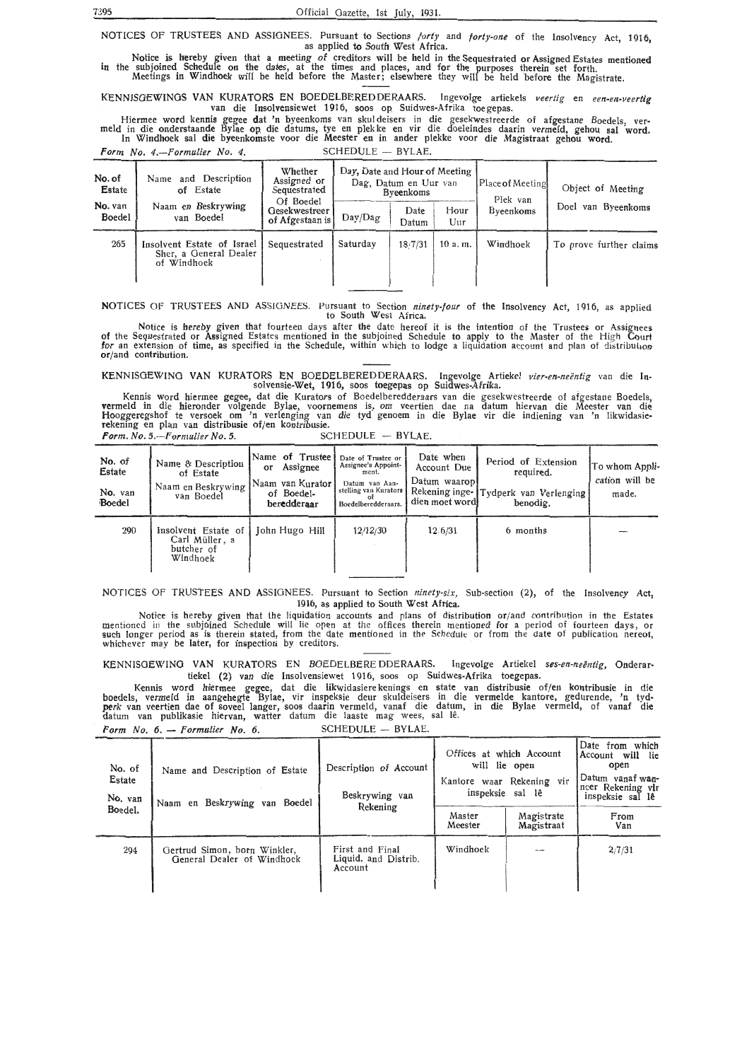NOTICES OF TRUSTEES AND ASSIGNEES. Pursuant to Sections *forty* and *forty-one* of the Insolvency Act, 1916, as applied to South West Africa.

Notice is hereby given that a meeting of creditors will be held in the Sequestrated or Assigned Estates mentioned in the subjoined Schedule on the dates, at the times and places, and for the purposes therein set forth. Meetings in Windhoek will be held before the Master; elsewhere they will be held before the Magistrate.

KENNISGEWINGS VAN KURATORS EN BOEDELBEREDDERAARS. Ingevolge artiekels *veertig* en *een-en-veertig* van die Insolvensiewet 1916, soos op Suidwes-Afrika toegepas.

Hiermee word kennis gegee dat 'n byeenkoms van skuldeisers in die gesekwestreerde of afgestane Boedels, vermeld in die onderstaande Bylae op die datums, tye en plekke en vir die doeleindes daarin vermeld, gehou sal word. In Windhoek sal die byeenkomste voor die Meester en in ander plekke voor die Magistraat gehou word.

*Form No. 4.—Formulier No. 4.* SCHEDULE — BYLAE.

| No. of Estate / No. van Boedel | Name and Description of Estate / Naam en Beskrywing van Boedel | Whether Assigned or Sequestrated / Of Boedel Gesekwestreer of Afgestaan is | Day, Date and Hour of Meeting / Dag, Datum en Uur van Byeenkoms | | | Place of Meeting / Plek van Byeenkoms | Object of Meeting / Doel van Byeenkoms |
|---|---|---|---|---|---|---|---|
| | | | Day/Dag | Date / Datum | Hour / Uur | | |
| 265 | Insolvent Estate of Israel Sher, a General Dealer of Windhoek | Sequestrated | Saturday | 18/7/31 | 10 a.m. | Windhoek | To prove further claims |

NOTICES OF TRUSTEES AND ASSIGNEES. Pursuant to Section *ninety-four* of the Insolvency Act, 1916, as applied to South West Africa.

Notice is hereby given that fourteen days after the date hereof it is the intention of the Trustees or Assignees of the Sequestrated or Assigned Estates mentioned in the subjoined Schedule to apply to the Master of the High Court for an extension of time, as specified in the Schedule, within which to lodge a liquidation account and plan of distribution or/and contribution.

KENNISGEWING VAN KURATORS EN BOEDELBEREDDERAARS. Ingevolge Artiekel *vier-en-neëntig* van die Insolvensie-Wet, 1916, soos toegepas op Suidwes-Afrika.

Kennis word hiermee gegee, dat die Kurators of Boedelberedderaars van die gesekwestreerde of afgestane Boedels, vermeld in die hieronder volgende Bylae, voornemens is, om veertien dae na datum hiervan die Meester van die Hooggeregshof te versoek om 'n verlenging van die tyd genoem in die Bylae vir die indiening van 'n likwidasierekening en plan van distribusie of/en kontribusie.

*Form. No. 5.—Formulier No. 5.* SCHEDULE — BYLAE.

| No. of Estate / No. van Boedel | Name & Description of Estate / Naam en Beskrywing van Boedel | Name of Trustee or Assignee / Naam van Kurator of Boedelberedderaar | Date of Trustee or Assignee's Appointment. / Datum van Aanstelling van Kurators of Boedelberedderaars. | Date when Account Due / Datum waarop Rekening ingedien moet word | Period of Extension required. / Tydperk van Verlenging benodig. | To whom Application will be made. |
|---|---|---|---|---|---|---|
| 290 | Insolvent Estate of Carl Müller, a butcher of Windhoek | John Hugo Hill | 12/12/30 | 12/6/31 | 6 months | — |

NOTICES OF TRUSTEES AND ASSIGNEES. Pursuant to Section *ninety-six*, Sub-section (2), of the Insolvency Act, 1916, as applied to South West Africa.

Notice is hereby given that the liquidation accounts and plans of distribution or/and contribution in the Estates mentioned in the subjoined Schedule will lie open at the offices therein mentioned for a period of fourteen days, or such longer period as is therein stated, from the date mentioned in the Schedule or from the date of publication hereof, whichever may be later, for inspection by creditors.

KENNISGEWING VAN KURATORS EN BOEDELBEREDDERAARS. Ingevolge Artiekel *ses-en-neëntig*, Onderartiekel (2) van die Insolvensiewet 1916, soos op Suidwes-Afrika toegepas.

Kennis word hiermee gegee, dat die likwidasierekenings en state van distribusie of/en kontribusie in die boedels, vermeld in aangehegte Bylae, vir inspeksie deur skuldeisers in die vermelde kantore, gedurende, 'n tydperk van veertien dae of soveel langer, soos daarin vermeld, vanaf die datum, in die Bylae vermeld, of vanaf die datum van publikasie hiervan, watter datum die laaste mag wees, sal lê.

*Form No. 6. — Formulier No. 6.* SCHEDULE — BYLAE.

| No. of Estate / No. van Boedel. | Name and Description of Estate / Naam en Beskrywing van Boedel | Description of Account / Beskrywing van Rekening | Offices at which Account will lie open / Kantore waar Rekening vir inspeksie sal lê | | Date from which Account will lie open / Datum vanaf wanneer Rekening vir inspeksie sal lê |
|---|---|---|---|---|---|
| | | | Master / Meester | Magistrate / Magistraat | From / Van |
| 294 | Gertrud Simon, born Winkler, General Dealer of Windhoek | First and Final Liquid. and Distrib. Account | Windhoek | — | 2/7/31 |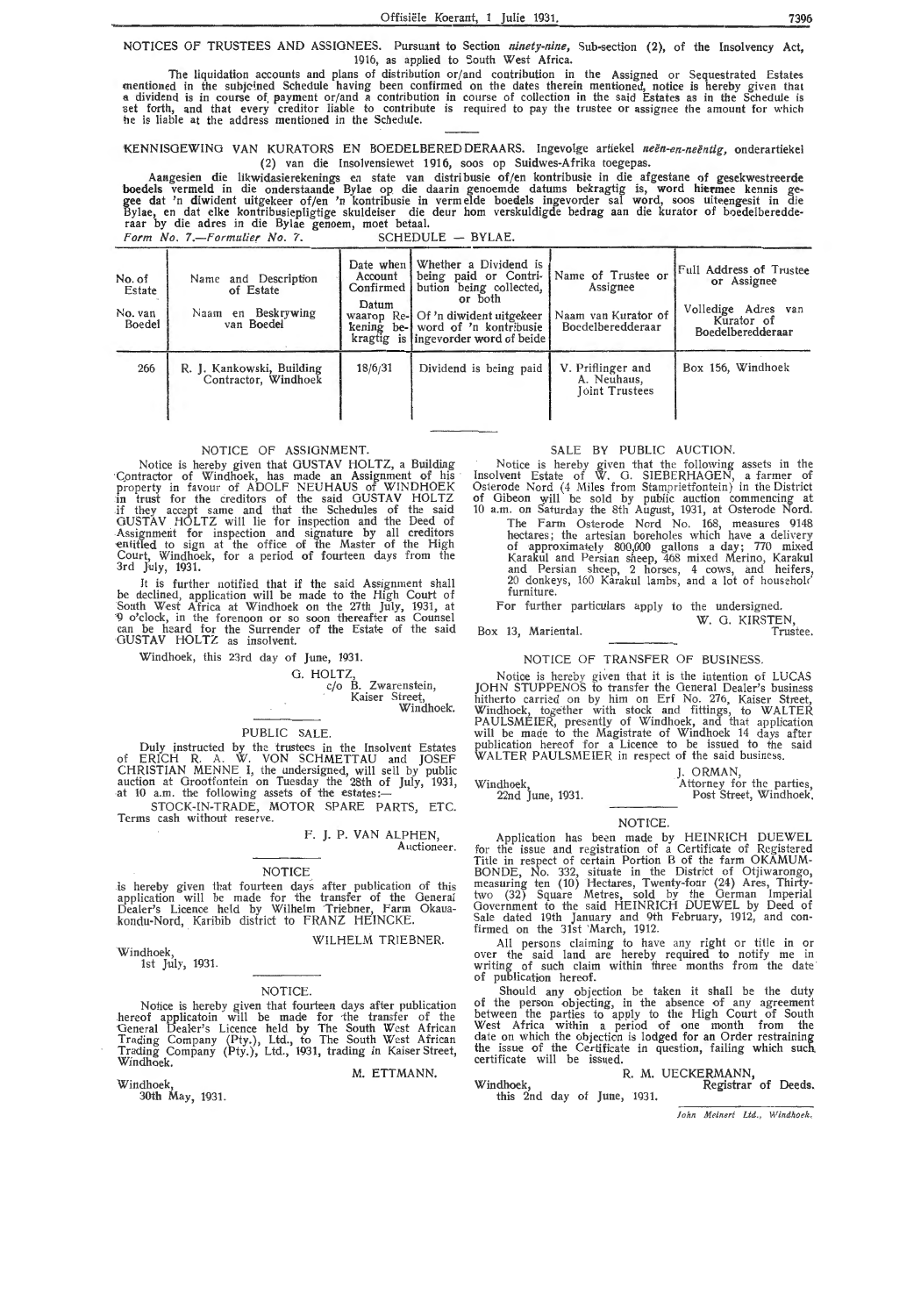NOTICES OF TRUSTEES AND ASSIGNEES. Pursuant to Section *ninety-nine*, Sub-section (2), of the Insolvency Act, 1916, as applied to South West Africa.

The liquidation accounts and plans of distribution or/and contribution in the Assigned or Sequestrated Estates mentioned in the subjoined Schedule having been confirmed on the dates therein mentioned, notice is hereby given that a dividend is in course of payment or/and a contribution in course of collection in the said Estates as in the Schedule is set forth, and that every creditor liable to contribute is required to pay the trustee or assignee the amount for which he is liable at the address mentioned in the Schedule.

KENNISGEWING VAN KURATORS EN BOEDELBEREDDERAARS. Ingevolge artiekel *neën-en-neëntig*, onderartiekel (2) van die Insolvensiewet 1916, soos op Suidwes-Afrika toegepas.

Aangesien die likwidasierekenings en state van distribusie of/en kontribusie in die afgestane of gesekwestreerde boedels vermeld in die onderstaande Bylae op die daarin genoemde datums bekragtig is, word hiermee kennis gegee dat 'n diwident uitgekeer of/en 'n kontribusie in vermelde boedels ingevorder sal word, soos uiteengesit in die Bylae, en dat elke kontribusiepligtige skuldeiser die deur hom verskuldigde bedrag aan die kurator of boedelberedderaar by die adres in die Bylae genoem, moet betaal.

*Form No. 7.—Formulier No. 7.* SCHEDULE — BYLAE.

| No. of Estate / No. van Boedel | Name and Description of Estate / Naam en Beskrywing van Boedel | Date when Account Confirmed / Datum waarop Rekening bekragtig is | Whether a Dividend is being paid or Contribution being collected, or both / Of 'n diwident uitgekeer word of 'n kontribusie ingevorder word of beide | Name of Trustee or Assignee / Naam van Kurator of Boedelberedderaar | Full Address of Trustee or Assignee / Volledige Adres van Kurator of Boedelberedderaar |
|---|---|---|---|---|---|
| 266 | R. J. Kankowski, Building Contractor, Windhoek | 18/6/31 | Dividend is being paid | V. Priflinger and A. Neuhaus, Joint Trustees | Box 156, Windhoek |

NOTICE OF ASSIGNMENT.

Notice is hereby given that GUSTAV HOLTZ, a Building Contractor of Windhoek, has made an Assignment of his property in favour of ADOLF NEUHAUS of WINDHOEK in trust for the creditors of the said GUSTAV HOLTZ if they accept same and that the Schedules of the said GUSTAV HOLTZ will lie for inspection and the Deed of Assignment for inspection and signature by all creditors entitled to sign at the office of the Master of the High Court, Windhoek, for a period of fourteen days from the 3rd July, 1931.

It is further notified that if the said Assignment shall be declined, application will be made to the High Court of South West Africa at Windhoek on the 27th July, 1931, at 9 o'clock, in the forenoon or so soon thereafter as Counsel can be heard for the Surrender of the Estate of the said GUSTAV HOLTZ as insolvent.

Windhoek, this 23rd day of June, 1931.

G. HOLTZ,
c/o B. Zwarenstein,
Kaiser Street,
Windhoek.

PUBLIC SALE.

Duly instructed by the trustees in the Insolvent Estates of ERICH R. A. W. VON SCHMETTAU and JOSEF CHRISTIAN MENNE I, the undersigned, will sell by public auction at Grootfontein on Tuesday the 28th of July, 1931, at 10 a.m. the following assets of the estates:—

STOCK-IN-TRADE, MOTOR SPARE PARTS, ETC.
Terms cash without reserve.

F. J. P. VAN ALPHEN,
Auctioneer.

NOTICE

is hereby given that fourteen days after publication of this application will be made for the transfer of the General Dealer's Licence held by Wilhelm Triebner, Farm Okaua-kondu-Nord, Karibib district to FRANZ HEINCKE.

WILHELM TRIEBNER.

Windhoek,
1st July, 1931.

NOTICE.

Notice is hereby given that fourteen days after publication hereof applicatoin will be made for the transfer of the General Dealer's Licence held by The South West African Trading Company (Pty.), Ltd., to The South West African Trading Company (Pty.), Ltd., 1931, trading in Kaiser Street, Windhoek.

M. ETTMANN.

Windhoek,
30th May, 1931.

SALE BY PUBLIC AUCTION.

Notice is hereby given that the following assets in the Insolvent Estate of W. G. SIEBERHAGEN, a farmer of Osterode Nord (4 Miles from Stamprietfontein) in the District of Gibeon will be sold by public auction commencing at 10 a.m. on Saturday the 8th August, 1931, at Osterode Nord.

The Farm Osterode Nord No. 168, measures 9148 hectares; the artesian boreholes which have a delivery of approximately 800,000 gallons a day; 770 mixed Karakul and Persian sheep, 468 mixed Merino, Karakul and Persian sheep, 2 horses, 4 cows, and heifers, 20 donkeys, 160 Karakul lambs, and a lot of household furniture.

For further particulars apply to the undersigned.

W. G. KIRSTEN,
Box 13, Mariental. Trustee.

NOTICE OF TRANSFER OF BUSINESS.

Notice is hereby given that it is the intention of LUCAS JOHN STUPPENOS to transfer the General Dealer's business hitherto carried on by him on Erf No. 276, Kaiser Street, Windhoek, together with stock and fittings, to WALTER PAULSMEIER, presently of Windhoek, and that application will be made to the Magistrate of Windhoek 14 days after publication hereof for a Licence to be issued to the said WALTER PAULSMEIER in respect of the said business.

J. ORMAN,
Attorney for the parties,
Post Street, Windhoek.

Windhoek,
22nd June, 1931.

NOTICE.

Application has been made by HEINRICH DUEWEL for the issue and registration of a Certificate of Registered Title in respect of certain Portion B of the farm OKAMUMBONDE, No. 332, situate in the District of Otjiwarongo, measuring ten (10) Hectares, Twenty-four (24) Ares, Thirty-two (32) Square Metres, sold by the German Imperial Government to the said HEINRICH DUEWEL by Deed of Sale dated 19th January and 9th February, 1912, and confirmed on the 31st March, 1912.

All persons claiming to have any right or title in or over the said land are hereby required to notify me in writing of such claim within three months from the date of publication hereof.

Should any objection be taken it shall be the duty of the person objecting, in the absence of any agreement between the parties to apply to the High Court of South West Africa within a period of one month from the date on which the objection is lodged for an Order restraining the issue of the Certificate in question, failing which such certificate will be issued.

R. M. UECKERMANN,
Registrar of Deeds.

Windhoek,
this 2nd day of June, 1931.

*John Meinert Ltd., Windhoek.*